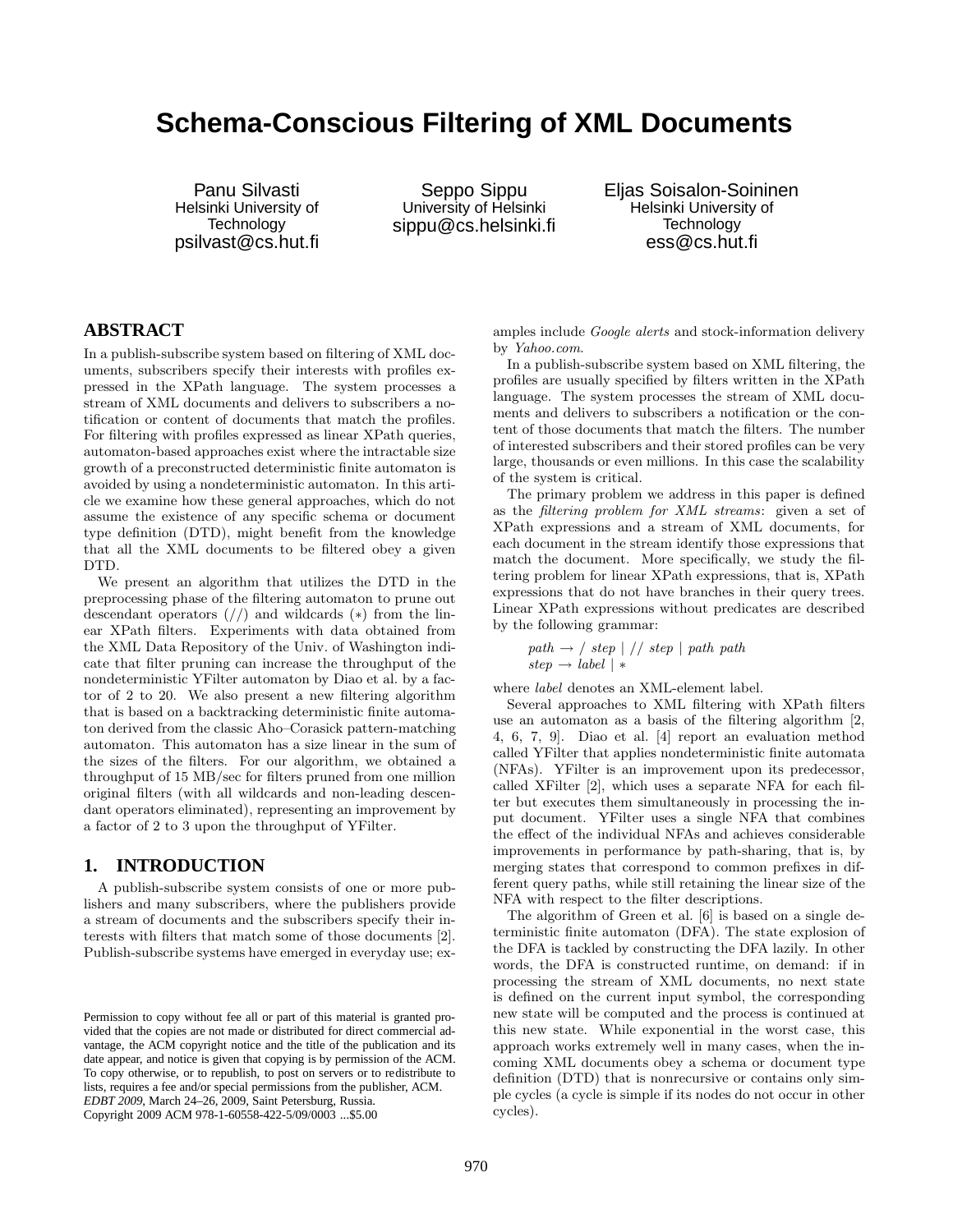# Schema-Conscious Filtering of XML Documents

Panu Silvasti
Helsinki University of Technology
psilvast@cs.hut.fi

Seppo Sippu
University of Helsinki
sippu@cs.helsinki.fi

Eljas Soisalon-Soininen
Helsinki University of Technology
ess@cs.hut.fi

## ABSTRACT

In a publish-subscribe system based on filtering of XML documents, subscribers specify their interests with profiles expressed in the XPath language. The system processes a stream of XML documents and delivers to subscribers a notification or content of documents that match the profiles. For filtering with profiles expressed as linear XPath queries, automaton-based approaches exist where the intractable size growth of a preconstructed deterministic finite automaton is avoided by using a nondeterministic automaton. In this article we examine how these general approaches, which do not assume the existence of any specific schema or document type definition (DTD), might benefit from the knowledge that all the XML documents to be filtered obey a given DTD.

We present an algorithm that utilizes the DTD in the preprocessing phase of the filtering automaton to prune out descendant operators ($//$) and wildcards ($*$) from the linear XPath filters. Experiments with data obtained from the XML Data Repository of the Univ. of Washington indicate that filter pruning can increase the throughput of the nondeterministic YFilter automaton by Diao et al. by a factor of 2 to 20. We also present a new filtering algorithm that is based on a backtracking deterministic finite automaton derived from the classic Aho–Corasick pattern-matching automaton. This automaton has a size linear in the sum of the sizes of the filters. For our algorithm, we obtained a throughput of 15 MB/sec for filters pruned from one million original filters (with all wildcards and non-leading descendant operators eliminated), representing an improvement by a factor of 2 to 3 upon the throughput of YFilter.

## 1. INTRODUCTION

A publish-subscribe system consists of one or more publishers and many subscribers, where the publishers provide a stream of documents and the subscribers specify their interests with filters that match some of those documents [2]. Publish-subscribe systems have emerged in everyday use; examples include *Google alerts* and stock-information delivery by *Yahoo.com*.

In a publish-subscribe system based on XML filtering, the profiles are usually specified by filters written in the XPath language. The system processes the stream of XML documents and delivers to subscribers a notification or the content of those documents that match the filters. The number of interested subscribers and their stored profiles can be very large, thousands or even millions. In this case the scalability of the system is critical.

The primary problem we address in this paper is defined as the *filtering problem for XML streams*: given a set of XPath expressions and a stream of XML documents, for each document in the stream identify those expressions that match the document. More specifically, we study the filtering problem for linear XPath expressions, that is, XPath expressions that do not have branches in their query trees. Linear XPath expressions without predicates are described by the following grammar:

$$path \rightarrow /\ step \mid //\ step \mid path\ path$$
$$step \rightarrow label \mid *$$

where *label* denotes an XML-element label.

Several approaches to XML filtering with XPath filters use an automaton as a basis of the filtering algorithm [2, 4, 6, 7, 9]. Diao et al. [4] report an evaluation method called YFilter that applies nondeterministic finite automata (NFAs). YFilter is an improvement upon its predecessor, called XFilter [2], which uses a separate NFA for each filter but executes them simultaneously in processing the input document. YFilter uses a single NFA that combines the effect of the individual NFAs and achieves considerable improvements in performance by path-sharing, that is, by merging states that correspond to common prefixes in different query paths, while still retaining the linear size of the NFA with respect to the filter descriptions.

The algorithm of Green et al. [6] is based on a single deterministic finite automaton (DFA). The state explosion of the DFA is tackled by constructing the DFA lazily. In other words, the DFA is constructed runtime, on demand: if in processing the stream of XML documents, no next state is defined on the current input symbol, the corresponding new state will be computed and the process is continued at this new state. While exponential in the worst case, this approach works extremely well in many cases, when the incoming XML documents obey a schema or document type definition (DTD) that is nonrecursive or contains only simple cycles (a cycle is simple if its nodes do not occur in other cycles).

Permission to copy without fee all or part of this material is granted provided that the copies are not made or distributed for direct commercial advantage, the ACM copyright notice and the title of the publication and its date appear, and notice is given that copying is by permission of the ACM. To copy otherwise, or to republish, to post on servers or to redistribute to lists, requires a fee and/or special permissions from the publisher, ACM.
*EDBT 2009*, March 24–26, 2009, Saint Petersburg, Russia.
Copyright 2009 ACM 978-1-60558-422-5/09/0003 ...$5.00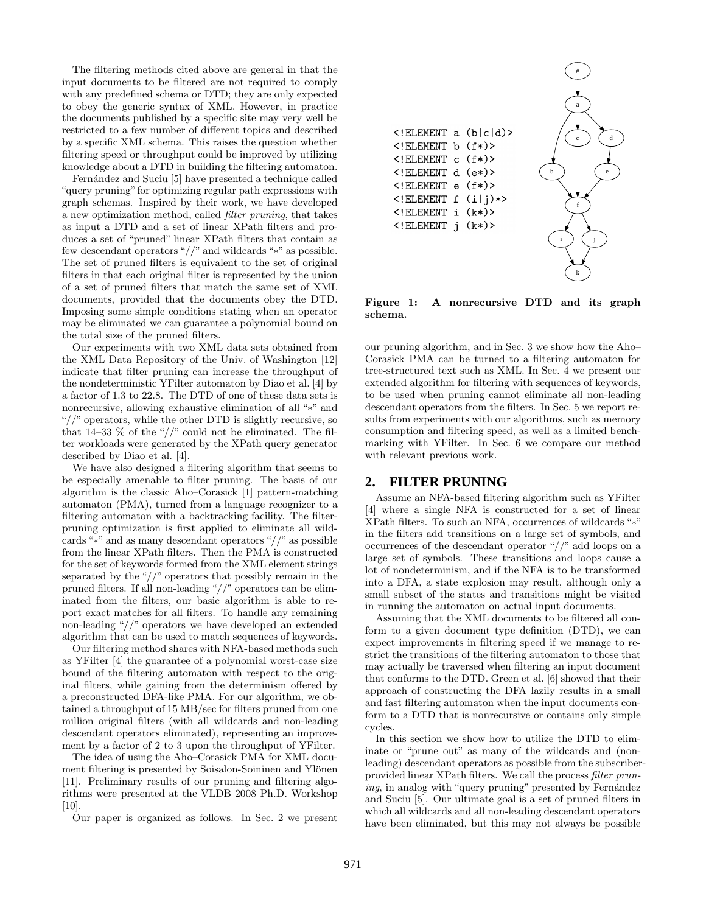The filtering methods cited above are general in that the input documents to be filtered are not required to comply with any predefined schema or DTD; they are only expected to obey the generic syntax of XML. However, in practice the documents published by a specific site may very well be restricted to a few number of different topics and described by a specific XML schema. This raises the question whether filtering speed or throughput could be improved by utilizing knowledge about a DTD in building the filtering automaton.

Fernández and Suciu [5] have presented a technique called "query pruning" for optimizing regular path expressions with graph schemas. Inspired by their work, we have developed a new optimization method, called *filter pruning*, that takes as input a DTD and a set of linear XPath filters and produces a set of "pruned" linear XPath filters that contain as few descendant operators "//" and wildcards "*" as possible. The set of pruned filters is equivalent to the set of original filters in that each original filter is represented by the union of a set of pruned filters that match the same set of XML documents, provided that the documents obey the DTD. Imposing some simple conditions stating when an operator may be eliminated we can guarantee a polynomial bound on the total size of the pruned filters.

Our experiments with two XML data sets obtained from the XML Data Repository of the Univ. of Washington [12] indicate that filter pruning can increase the throughput of the nondeterministic YFilter automaton by Diao et al. [4] by a factor of 1.3 to 22.8. The DTD of one of these data sets is nonrecursive, allowing exhaustive elimination of all "*" and "//" operators, while the other DTD is slightly recursive, so that 14–33 % of the "//" could not be eliminated. The filter workloads were generated by the XPath query generator described by Diao et al. [4].

We have also designed a filtering algorithm that seems to be especially amenable to filter pruning. The basis of our algorithm is the classic Aho–Corasick [1] pattern-matching automaton (PMA), turned from a language recognizer to a filtering automaton with a backtracking facility. The filter-pruning optimization is first applied to eliminate all wildcards "*" and as many descendant operators "//" as possible from the linear XPath filters. Then the PMA is constructed for the set of keywords formed from the XML element strings separated by the "//" operators that possibly remain in the pruned filters. If all non-leading "//" operators can be eliminated from the filters, our basic algorithm is able to report exact matches for all filters. To handle any remaining non-leading "//" operators we have developed an extended algorithm that can be used to match sequences of keywords.

Our filtering method shares with NFA-based methods such as YFilter [4] the guarantee of a polynomial worst-case size bound of the filtering automaton with respect to the original filters, while gaining from the determinism offered by a preconstructed DFA-like PMA. For our algorithm, we obtained a throughput of 15 MB/sec for filters pruned from one million original filters (with all wildcards and non-leading descendant operators eliminated), representing an improvement by a factor of 2 to 3 upon the throughput of YFilter.

The idea of using the Aho–Corasick PMA for XML document filtering is presented by Soisalon-Soininen and Ylönen [11]. Preliminary results of our pruning and filtering algorithms were presented at the VLDB 2008 Ph.D. Workshop [10].

Our paper is organized as follows. In Sec. 2 we present our pruning algorithm, and in Sec. 3 we show how the Aho–Corasick PMA can be turned to a filtering automaton for tree-structured text such as XML. In Sec. 4 we present our extended algorithm for filtering with sequences of keywords, to be used when pruning cannot eliminate all non-leading descendant operators from the filters. In Sec. 5 we report results from experiments with our algorithms, such as memory consumption and filtering speed, as well as a limited benchmarking with YFilter. In Sec. 6 we compare our method with relevant previous work.

```
<!ELEMENT a (b|c|d)>
<!ELEMENT b (f*)>
<!ELEMENT c (f*)>
<!ELEMENT d (e*)>
<!ELEMENT e (f*)>
<!ELEMENT f (i|j)*>
<!ELEMENT i (k*)>
<!ELEMENT j (k*)>
```

**Figure 1: A nonrecursive DTD and its graph schema.**

## 2. FILTER PRUNING

Assume an NFA-based filtering algorithm such as YFilter [4] where a single NFA is constructed for a set of linear XPath filters. To such an NFA, occurrences of wildcards "*" in the filters add transitions on a large set of symbols, and occurrences of the descendant operator "//" add loops on a large set of symbols. These transitions and loops cause a lot of nondeterminism, and if the NFA is to be transformed into a DFA, a state explosion may result, although only a small subset of the states and transitions might be visited in running the automaton on actual input documents.

Assuming that the XML documents to be filtered all conform to a given document type definition (DTD), we can expect improvements in filtering speed if we manage to restrict the transitions of the filtering automaton to those that may actually be traversed when filtering an input document that conforms to the DTD. Green et al. [6] showed that their approach of constructing the DFA lazily results in a small and fast filtering automaton when the input documents conform to a DTD that is nonrecursive or contains only simple cycles.

In this section we show how to utilize the DTD to eliminate or "prune out" as many of the wildcards and (non-leading) descendant operators as possible from the subscriber-provided linear XPath filters. We call the process *filter pruning*, in analog with "query pruning" presented by Fernández and Suciu [5]. Our ultimate goal is a set of pruned filters in which all wildcards and all non-leading descendant operators have been eliminated, but this may not always be possible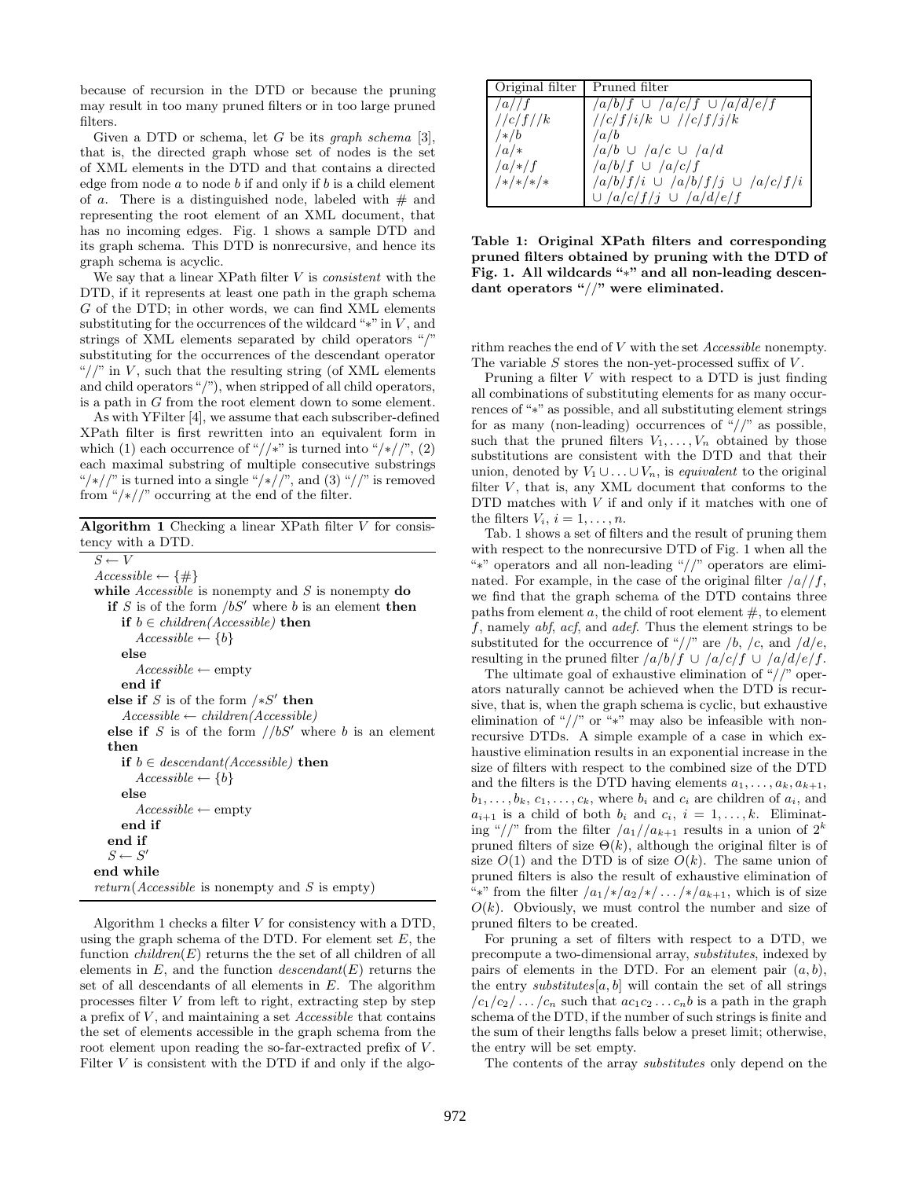because of recursion in the DTD or because the pruning may result in too many pruned filters or in too large pruned filters.

Given a DTD or schema, let $G$ be its *graph schema* [3], that is, the directed graph whose set of nodes is the set of XML elements in the DTD and that contains a directed edge from node $a$ to node $b$ if and only if $b$ is a child element of $a$. There is a distinguished node, labeled with # and representing the root element of an XML document, that has no incoming edges. Fig. 1 shows a sample DTD and its graph schema. This DTD is nonrecursive, and hence its graph schema is acyclic.

We say that a linear XPath filter $V$ is *consistent* with the DTD, if it represents at least one path in the graph schema $G$ of the DTD; in other words, we can find XML elements substituting for the occurrences of the wildcard "*" in $V$, and strings of XML elements separated by child operators "/" substituting for the occurrences of the descendant operator "//" in $V$, such that the resulting string (of XML elements and child operators "/"), when stripped of all child operators, is a path in $G$ from the root element down to some element.

As with YFilter [4], we assume that each subscriber-defined XPath filter is first rewritten into an equivalent form in which (1) each occurrence of "//*" is turned into "/*//", (2) each maximal substring of multiple consecutive substrings "/*//" is turned into a single "/*//", and (3) "//" is removed from "/*//" occurring at the end of the filter.

**Algorithm 1** Checking a linear XPath filter $V$ for consistency with a DTD.

```
S ← V
Accessible ← {#}
while Accessible is nonempty and S is nonempty do
  if S is of the form /bS' where b is an element then
    if b ∈ children(Accessible) then
      Accessible ← {b}
    else
      Accessible ← empty
    end if
  else if S is of the form /*S' then
    Accessible ← children(Accessible)
  else if S is of the form //bS' where b is an element then
    if b ∈ descendant(Accessible) then
      Accessible ← {b}
    else
      Accessible ← empty
    end if
  end if
  S ← S'
end while
return(Accessible is nonempty and S is empty)
```

Algorithm 1 checks a filter $V$ for consistency with a DTD, using the graph schema of the DTD. For element set $E$, the function *children*($E$) returns the the set of all children of all elements in $E$, and the function *descendant*($E$) returns the set of all descendants of all elements in $E$. The algorithm processes filter $V$ from left to right, extracting step by step a prefix of $V$, and maintaining a set *Accessible* that contains the set of elements accessible in the graph schema from the root element upon reading the so-far-extracted prefix of $V$. Filter $V$ is consistent with the DTD if and only if the algorithm reaches the end of $V$ with the set *Accessible* nonempty. The variable $S$ stores the non-yet-processed suffix of $V$.

| Original filter | Pruned filter |
|---|---|
| $/a//f$ | $/a/b/f \,\cup\, /a/c/f \,\cup /a/d/e/f$ |
| $//c/f//k$ | $//c/f/i/k \,\cup\, //c/f/j/k$ |
| $/*/b$ | $/a/b$ |
| $/a/*$ | $/a/b \,\cup\, /a/c \,\cup\, /a/d$ |
| $/a/*/f$ | $/a/b/f \,\cup\, /a/c/f$ |
| $/*/*/*/*$ | $/a/b/f/i \,\cup\, /a/b/f/j \,\cup\, /a/c/f/i$ $\cup\, /a/c/f/j \,\cup\, /a/d/e/f$ |

**Table 1: Original XPath filters and corresponding pruned filters obtained by pruning with the DTD of Fig. 1. All wildcards "*" and all non-leading descendant operators "//" were eliminated.**

Pruning a filter $V$ with respect to a DTD is just finding all combinations of substituting elements for as many occurrences of "*" as possible, and all substituting element strings for as many (non-leading) occurrences of "//" as possible, such that the pruned filters $V_1, \ldots, V_n$ obtained by those substitutions are consistent with the DTD and that their union, denoted by $V_1 \cup \ldots \cup V_n$, is *equivalent* to the original filter $V$, that is, any XML document that conforms to the DTD matches with $V$ if and only if it matches with one of the filters $V_i$, $i = 1, \ldots, n$.

Tab. 1 shows a set of filters and the result of pruning them with respect to the nonrecursive DTD of Fig. 1 when all the "*" operators and all non-leading "//" operators are eliminated. For example, in the case of the original filter $/a//f$, we find that the graph schema of the DTD contains three paths from element $a$, the child of root element #, to element $f$, namely *abf*, *acf*, and *adef*. Thus the element strings to be substituted for the occurrence of "//" are $/b$, $/c$, and $/d/e$, resulting in the pruned filter $/a/b/f \cup /a/c/f \cup /a/d/e/f$.

The ultimate goal of exhaustive elimination of "//" operators naturally cannot be achieved when the DTD is recursive, that is, when the graph schema is cyclic, but exhaustive elimination of "//" or "*" may also be infeasible with nonrecursive DTDs. A simple example of a case in which exhaustive elimination results in an exponential increase in the size of filters with respect to the combined size of the DTD and the filters is the DTD having elements $a_1, \ldots, a_k, a_{k+1}$, $b_1, \ldots, b_k$, $c_1, \ldots, c_k$, where $b_i$ and $c_i$ are children of $a_i$, and $a_{i+1}$ is a child of both $b_i$ and $c_i$, $i = 1, \ldots, k$. Eliminating "//" from the filter $/a_1//a_{k+1}$ results in a union of $2^k$ pruned filters of size $\Theta(k)$, although the original filter is of size $O(1)$ and the DTD is of size $O(k)$. The same union of pruned filters is also the result of exhaustive elimination of "*" from the filter $/a_1/*/a_2/*/\ldots/*/a_{k+1}$, which is of size $O(k)$. Obviously, we must control the number and size of pruned filters to be created.

For pruning a set of filters with respect to a DTD, we precompute a two-dimensional array, *substitutes*, indexed by pairs of elements in the DTD. For an element pair $(a, b)$, the entry *substitutes*$[a, b]$ will contain the set of all strings $/c_1/c_2/\ldots/c_n$ such that $ac_1c_2\ldots c_nb$ is a path in the graph schema of the DTD, if the number of such strings is finite and the sum of their lengths falls below a preset limit; otherwise, the entry will be set empty.

The contents of the array *substitutes* only depend on the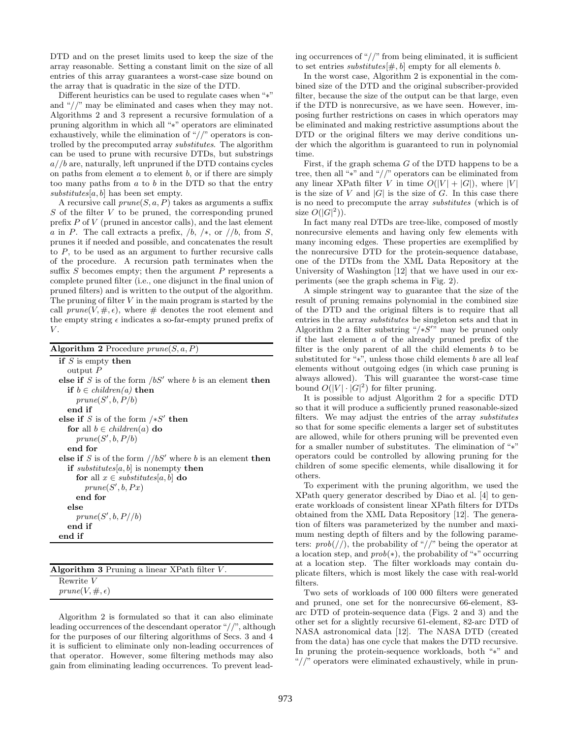DTD and on the preset limits used to keep the size of the array reasonable. Setting a constant limit on the size of all entries of this array guarantees a worst-case size bound on the array that is quadratic in the size of the DTD.

Different heuristics can be used to regulate cases when "*" and "//" may be eliminated and cases when they may not. Algorithms 2 and 3 represent a recursive formulation of a pruning algorithm in which all "*" operators are eliminated exhaustively, while the elimination of "//" operators is controlled by the precomputed array *substitutes*. The algorithm can be used to prune with recursive DTDs, but substrings $a//b$ are, naturally, left unpruned if the DTD contains cycles on paths from element $a$ to element $b$, or if there are simply too many paths from $a$ to $b$ in the DTD so that the entry $substitutes[a, b]$ has been set empty.

A recursive call $prune(S, a, P)$ takes as arguments a suffix $S$ of the filter $V$ to be pruned, the corresponding pruned prefix $P$ of $V$ (pruned in ancestor calls), and the last element $a$ in $P$. The call extracts a prefix, $/b$, $/*$, or $//b$, from $S$, prunes it if needed and possible, and concatenates the result to $P$, to be used as an argument to further recursive calls of the procedure. A recursion path terminates when the suffix $S$ becomes empty; then the argument $P$ represents a complete pruned filter (i.e., one disjunct in the final union of pruned filters) and is written to the output of the algorithm. The pruning of filter $V$ in the main program is started by the call $prune(V, \#, \epsilon)$, where # denotes the root element and the empty string $\epsilon$ indicates a so-far-empty pruned prefix of $V$.

**Algorithm 2** Procedure $prune(S, a, P)$

```
if S is empty then
  output P
else if S is of the form /bS' where b is an element then
  if b ∈ children(a) then
    prune(S', b, P/b)
  end if
else if S is of the form /*S' then
  for all b ∈ children(a) do
    prune(S', b, P/b)
  end for
else if S is of the form //bS' where b is an element then
  if substitutes[a, b] is nonempty then
    for all x ∈ substitutes[a, b] do
      prune(S', b, Px)
    end for
  else
    prune(S', b, P//b)
  end if
end if
```

**Algorithm 3** Pruning a linear XPath filter $V$.

```
Rewrite V
prune(V, #, ε)
```

Algorithm 2 is formulated so that it can also eliminate leading occurrences of the descendant operator "//", although for the purposes of our filtering algorithms of Secs. 3 and 4 it is sufficient to eliminate only non-leading occurrences of that operator. However, some filtering methods may also gain from eliminating leading occurrences. To prevent leading occurrences of "//" from being eliminated, it is sufficient to set entries $substitutes[\#, b]$ empty for all elements $b$.

In the worst case, Algorithm 2 is exponential in the combined size of the DTD and the original subscriber-provided filter, because the size of the output can be that large, even if the DTD is nonrecursive, as we have seen. However, imposing further restrictions on cases in which operators may be eliminated and making restrictive assumptions about the DTD or the original filters we may derive conditions under which the algorithm is guaranteed to run in polynomial time.

First, if the graph schema $G$ of the DTD happens to be a tree, then all "*" and "//" operators can be eliminated from any linear XPath filter $V$ in time $O(|V| + |G|)$, where $|V|$ is the size of $V$ and $|G|$ is the size of $G$. In this case there is no need to precompute the array *substitutes* (which is of size $O(|G|^2)$).

In fact many real DTDs are tree-like, composed of mostly nonrecursive elements and having only few elements with many incoming edges. These properties are exemplified by the nonrecursive DTD for the protein-sequence database, one of the DTDs from the XML Data Repository at the University of Washington [12] that we have used in our experiments (see the graph schema in Fig. 2).

A simple stringent way to guarantee that the size of the result of pruning remains polynomial in the combined size of the DTD and the original filters is to require that all entries in the array *substitutes* be singleton sets and that in Algorithm 2 a filter substring "$/*S'$" may be pruned only if the last element $a$ of the already pruned prefix of the filter is the only parent of all the child elements $b$ to be substituted for "*", unless those child elements $b$ are all leaf elements without outgoing edges (in which case pruning is always allowed). This will guarantee the worst-case time bound $O(|V| \cdot |G|^2)$ for filter pruning.

It is possible to adjust Algorithm 2 for a specific DTD so that it will produce a sufficiently pruned reasonable-sized filters. We may adjust the entries of the array *substitutes* so that for some specific elements a larger set of substitutes are allowed, while for others pruning will be prevented even for a smaller number of substitutes. The elimination of "*" operators could be controlled by allowing pruning for the children of some specific elements, while disallowing it for others.

To experiment with the pruning algorithm, we used the XPath query generator described by Diao et al. [4] to generate workloads of consistent linear XPath filters for DTDs obtained from the XML Data Repository [12]. The generation of filters was parameterized by the number and maximum nesting depth of filters and by the following parameters: $prob(//)$, the probability of "//" being the operator at a location step, and $prob(*)$, the probability of "*" occurring at a location step. The filter workloads may contain duplicate filters, which is most likely the case with real-world filters.

Two sets of workloads of 100 000 filters were generated and pruned, one set for the nonrecursive 66-element, 83-arc DTD of protein-sequence data (Figs. 2 and 3) and the other set for a slightly recursive 61-element, 82-arc DTD of NASA astronomical data [12]. The NASA DTD (created from the data) has one cycle that makes the DTD recursive. In pruning the protein-sequence workloads, both "*" and "//" operators were eliminated exhaustively, while in prun-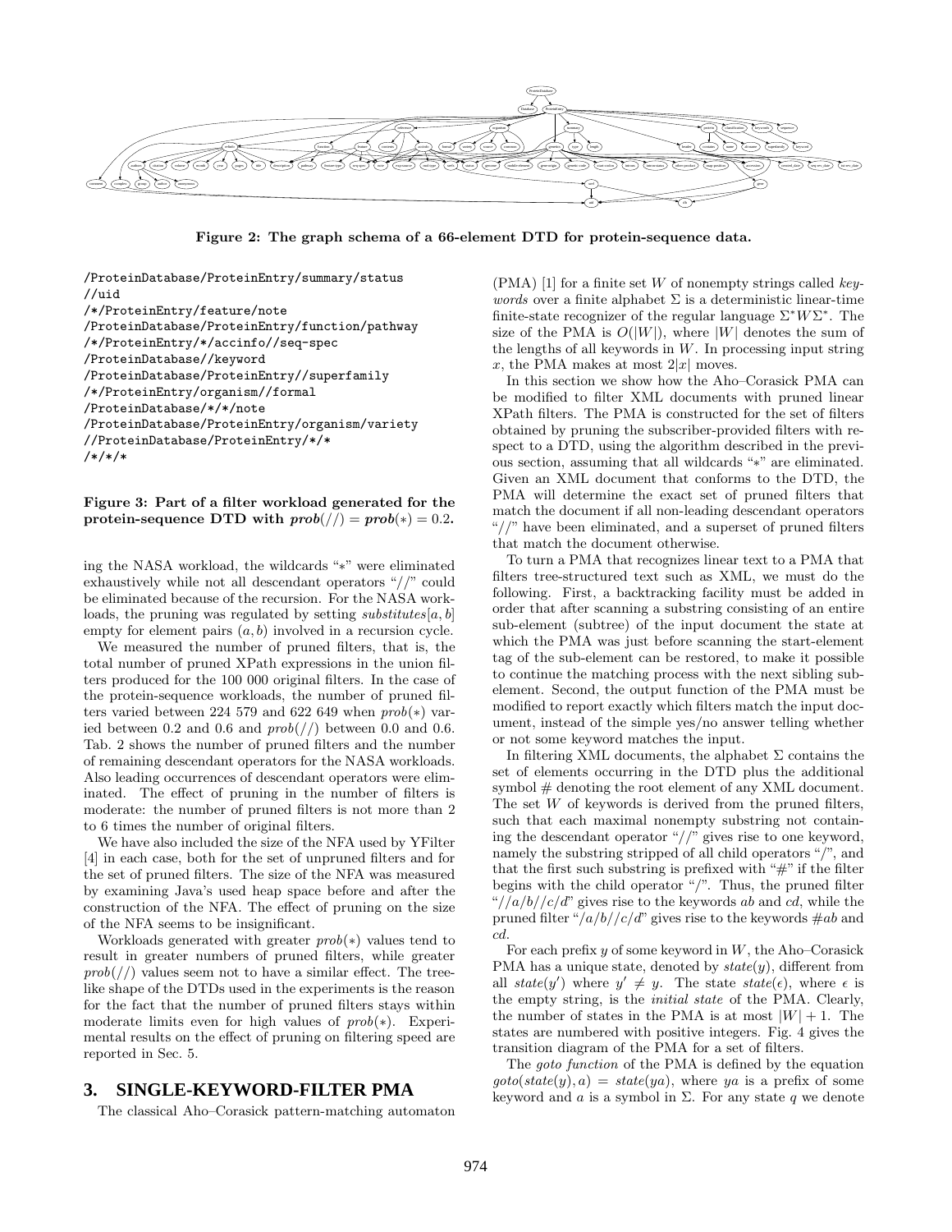Figure 2: The graph schema of a 66-element DTD for protein-sequence data.

```
/ProteinDatabase/ProteinEntry/summary/status
//uid
/*/ProteinEntry/feature/note
/ProteinDatabase/ProteinEntry/function/pathway
/*/ProteinEntry/*/accinfo//seq-spec
/ProteinDatabase//keyword
/ProteinDatabase/ProteinEntry//superfamily
/*/ProteinEntry/organism//formal
/ProteinDatabase/*/*/note
/ProteinDatabase/ProteinEntry/organism/variety
//ProteinDatabase/ProteinEntry/*/*
/*/*/*
```

**Figure 3: Part of a filter workload generated for the protein-sequence DTD with $prob(//) = prob(*) = 0.2$.**

ing the NASA workload, the wildcards "*" were eliminated exhaustively while not all descendant operators "//" could be eliminated because of the recursion. For the NASA workloads, the pruning was regulated by setting $substitutes[a, b]$ empty for element pairs $(a, b)$ involved in a recursion cycle.

We measured the number of pruned filters, that is, the total number of pruned XPath expressions in the union filters produced for the 100 000 original filters. In the case of the protein-sequence workloads, the number of pruned filters varied between 224 579 and 622 649 when $prob(*)$ varied between 0.2 and 0.6 and $prob(//)$ between 0.0 and 0.6. Tab. 2 shows the number of pruned filters and the number of remaining descendant operators for the NASA workloads. Also leading occurrences of descendant operators were eliminated. The effect of pruning in the number of filters is moderate: the number of pruned filters is not more than 2 to 6 times the number of original filters.

We have also included the size of the NFA used by YFilter [4] in each case, both for the set of unpruned filters and for the set of pruned filters. The size of the NFA was measured by examining Java's used heap space before and after the construction of the NFA. The effect of pruning on the size of the NFA seems to be insignificant.

Workloads generated with greater $prob(*)$ values tend to result in greater numbers of pruned filters, while greater $prob(//)$ values seem not to have a similar effect. The tree-like shape of the DTDs used in the experiments is the reason for the fact that the number of pruned filters stays within moderate limits even for high values of $prob(*)$. Experimental results on the effect of pruning on filtering speed are reported in Sec. 5.

## 3. SINGLE-KEYWORD-FILTER PMA

The classical Aho–Corasick pattern-matching automaton (PMA) [1] for a finite set $W$ of nonempty strings called *keywords* over a finite alphabet $\Sigma$ is a deterministic linear-time finite-state recognizer of the regular language $\Sigma^* W \Sigma^*$. The size of the PMA is $O(|W|)$, where $|W|$ denotes the sum of the lengths of all keywords in $W$. In processing input string $x$, the PMA makes at most $2|x|$ moves.

In this section we show how the Aho–Corasick PMA can be modified to filter XML documents with pruned linear XPath filters. The PMA is constructed for the set of filters obtained by pruning the subscriber-provided filters with respect to a DTD, using the algorithm described in the previous section, assuming that all wildcards "*" are eliminated. Given an XML document that conforms to the DTD, the PMA will determine the exact set of pruned filters that match the document if all non-leading descendant operators "//" have been eliminated, and a superset of pruned filters that match the document otherwise.

To turn a PMA that recognizes linear text to a PMA that filters tree-structured text such as XML, we must do the following. First, a backtracking facility must be added in order that after scanning a substring consisting of an entire sub-element (subtree) of the input document the state at which the PMA was just before scanning the start-element tag of the sub-element can be restored, to make it possible to continue the matching process with the next sibling sub-element. Second, the output function of the PMA must be modified to report exactly which filters match the input document, instead of the simple yes/no answer telling whether or not some keyword matches the input.

In filtering XML documents, the alphabet $\Sigma$ contains the set of elements occurring in the DTD plus the additional symbol # denoting the root element of any XML document. The set $W$ of keywords is derived from the pruned filters, such that each maximal nonempty substring not containing the descendant operator "//" gives rise to one keyword, namely the substring stripped of all child operators "/", and that the first such substring is prefixed with "#" if the filter begins with the child operator "/". Thus, the pruned filter "$//a/b//c/d$" gives rise to the keywords $ab$ and $cd$, while the pruned filter "$/a/b//c/d$" gives rise to the keywords $\#ab$ and $cd$.

For each prefix $y$ of some keyword in $W$, the Aho–Corasick PMA has a unique state, denoted by $state(y)$, different from all $state(y')$ where $y' \neq y$. The state $state(\epsilon)$, where $\epsilon$ is the empty string, is the *initial state* of the PMA. Clearly, the number of states in the PMA is at most $|W| + 1$. The states are numbered with positive integers. Fig. 4 gives the transition diagram of the PMA for a set of filters.

The *goto function* of the PMA is defined by the equation $goto(state(y), a) = state(ya)$, where $ya$ is a prefix of some keyword and $a$ is a symbol in $\Sigma$. For any state $q$ we denote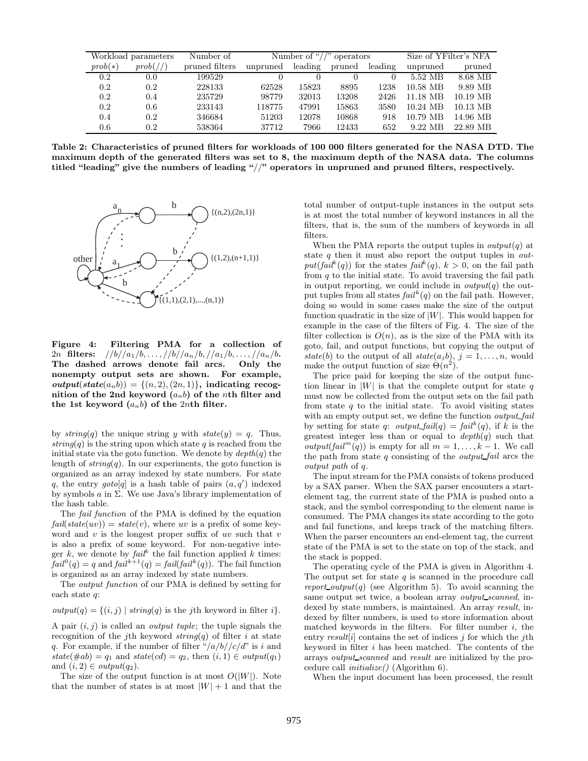| Workload parameters | | Number of | Number of "//" operators | | | | Size of YFilter's NFA | |
|---|---|---|---|---|---|---|---|---|
| $prob(*)$ | $prob(//)$ | pruned filters | unpruned | leading | pruned | leading | unpruned | pruned |
| 0.2 | 0.0 | 199529 | 0 | 0 | 0 | 0 | 5.52 MB | 8.68 MB |
| 0.2 | 0.2 | 228133 | 62528 | 15823 | 8895 | 1238 | 10.58 MB | 9.89 MB |
| 0.2 | 0.4 | 235729 | 98779 | 32013 | 13208 | 2426 | 11.18 MB | 10.19 MB |
| 0.2 | 0.6 | 233143 | 118775 | 47991 | 15863 | 3580 | 10.24 MB | 10.13 MB |
| 0.4 | 0.2 | 346684 | 51203 | 12078 | 10868 | 918 | 10.79 MB | 14.96 MB |
| 0.6 | 0.2 | 538364 | 37712 | 7966 | 12433 | 652 | 9.22 MB | 22.89 MB |

**Table 2: Characteristics of pruned filters for workloads of 100 000 filters generated for the NASA DTD. The maximum depth of the generated filters was set to 8, the maximum depth of the NASA data. The columns titled "leading" give the numbers of leading "//" operators in unpruned and pruned filters, respectively.**

**Figure 4: Filtering PMA for a collection of $2n$ filters: $//b//a_1/b, \ldots, //b//a_n/b, //a_1/b, \ldots, //a_n/b$. The dashed arrows denote fail arcs. Only the nonempty output sets are shown. For example, $output(state(a_nb)) = \{(n,2),(2n,1)\}$, indicating recognition of the 2nd keyword ($a_nb$) of the $n$th filter and the 1st keyword ($a_nb$) of the $2n$th filter.**

by $string(q)$ the unique string $y$ with $state(y) = q$. Thus, $string(q)$ is the string upon which state $q$ is reached from the initial state via the goto function. We denote by $depth(q)$ the length of $string(q)$. In our experiments, the goto function is organized as an array indexed by state numbers. For state $q$, the entry $goto[q]$ is a hash table of pairs $(a, q')$ indexed by symbols $a$ in $\Sigma$. We use Java's library implementation of the hash table.

The *fail function* of the PMA is defined by the equation $fail(state(uv)) = state(v)$, where $uv$ is a prefix of some keyword and $v$ is the longest proper suffix of $uv$ such that $v$ is also a prefix of some keyword. For non-negative integer $k$, we denote by $fail^k$ the fail function applied $k$ times: $fail^0(q) = q$ and $fail^{k+1}(q) = fail(fail^k(q))$. The fail function is organized as an array indexed by state numbers.

The *output function* of our PMA is defined by setting for each state $q$:

$$output(q) = \{(i, j) \mid string(q) \text{ is the } j\text{th keyword in filter } i\}.$$

A pair $(i, j)$ is called an *output tuple*; the tuple signals the recognition of the $j$th keyword $string(q)$ of filter $i$ at state $q$. For example, if the number of filter "$/a/b//c/d$" is $i$ and $state(\#ab) = q_1$ and $state(cd) = q_2$, then $(i, 1) \in output(q_1)$ and $(i, 2) \in output(q_2)$.

The size of the output function is at most $O(|W|)$. Note that the number of states is at most $|W| + 1$ and that the total number of output-tuple instances in the output sets is at most the total number of keyword instances in all the filters, that is, the sum of the numbers of keywords in all filters.

When the PMA reports the output tuples in $output(q)$ at state $q$ then it must also report the output tuples in $output(fail^k(q))$ for the states $fail^k(q)$, $k > 0$, on the fail path from $q$ to the initial state. To avoid traversing the fail path in output reporting, we could include in $output(q)$ the output tuples from all states $fail^k(q)$ on the fail path. However, doing so would in some cases make the size of the output function quadratic in the size of $|W|$. This would happen for example in the case of the filters of Fig. 4. The size of the filter collection is $O(n)$, as is the size of the PMA with its goto, fail, and output functions, but copying the output of $state(b)$ to the output of all $state(a_jb)$, $j = 1, \ldots, n$, would make the output function of size $\Theta(n^2)$.

The price paid for keeping the size of the output function linear in $|W|$ is that the complete output for state $q$ must now be collected from the output sets on the fail path from state $q$ to the initial state. To avoid visiting states with an empty output set, we define the function *output_fail* by setting for state $q$: $output\_fail(q) = fail^k(q)$, if $k$ is the greatest integer less than or equal to $depth(q)$ such that $output(fail^m(q))$ is empty for all $m = 1, \ldots, k-1$. We call the path from state $q$ consisting of the *output_fail* arcs the *output path* of $q$.

The input stream for the PMA consists of tokens produced by a SAX parser. When the SAX parser encounters a start-element tag, the current state of the PMA is pushed onto a stack, and the symbol corresponding to the element name is consumed. The PMA changes its state according to the goto and fail functions, and keeps track of the matching filters. When the parser encounters an end-element tag, the current state of the PMA is set to the state on top of the stack, and the stack is popped.

The operating cycle of the PMA is given in Algorithm 4. The output set for state $q$ is scanned in the procedure call *report_output*($q$) (see Algorithm 5). To avoid scanning the same output set twice, a boolean array *output_scanned*, indexed by state numbers, is maintained. An array *result*, indexed by filter numbers, is used to store information about matched keywords in the filters. For filter number $i$, the entry *result*[$i$] contains the set of indices $j$ for which the $j$th keyword in filter $i$ has been matched. The contents of the arrays *output_scanned* and *result* are initialized by the procedure call *initialize()* (Algorithm 6).

When the input document has been processed, the result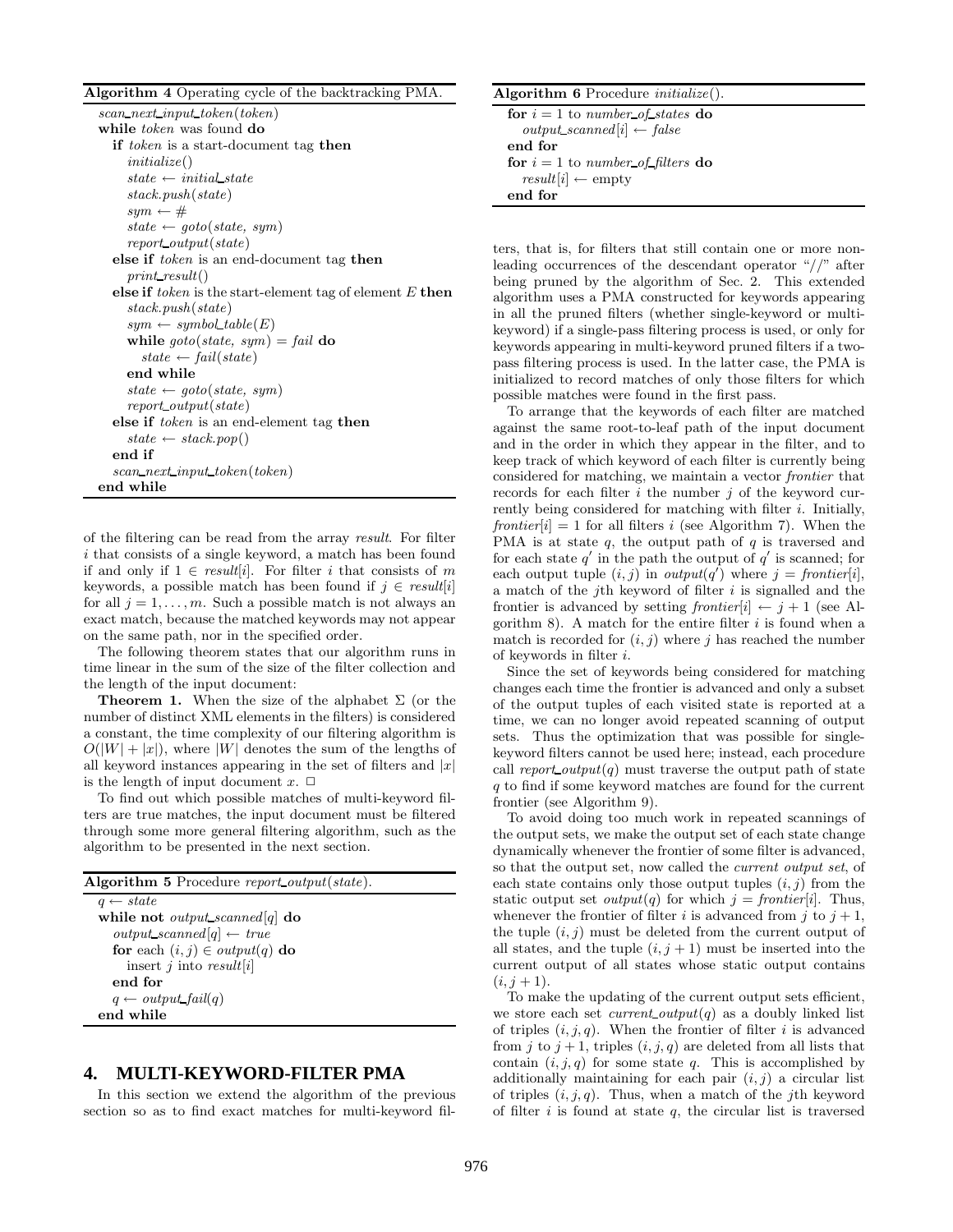**Algorithm 4** Operating cycle of the backtracking PMA.

```
scan_next_input_token(token)
while token was found do
  if token is a start-document tag then
    initialize()
    state ← initial_state
    stack.push(state)
    sym ← #
    state ← goto(state, sym)
    report_output(state)
  else if token is an end-document tag then
    print_result()
  else if token is the start-element tag of element E then
    stack.push(state)
    sym ← symbol_table(E)
    while goto(state, sym) = fail do
      state ← fail(state)
    end while
    state ← goto(state, sym)
    report_output(state)
  else if token is an end-element tag then
    state ← stack.pop()
  end if
  scan_next_input_token(token)
end while
```

of the filtering can be read from the array *result*. For filter $i$ that consists of a single keyword, a match has been found if and only if $1 \in result[i]$. For filter $i$ that consists of $m$ keywords, a possible match has been found if $j \in result[i]$ for all $j = 1, \ldots, m$. Such a possible match is not always an exact match, because the matched keywords may not appear on the same path, nor in the specified order.

The following theorem states that our algorithm runs in time linear in the sum of the size of the filter collection and the length of the input document:

**Theorem 1.** When the size of the alphabet $\Sigma$ (or the number of distinct XML elements in the filters) is considered a constant, the time complexity of our filtering algorithm is $O(|W| + |x|)$, where $|W|$ denotes the sum of the lengths of all keyword instances appearing in the set of filters and $|x|$ is the length of input document $x$. $\Box$

To find out which possible matches of multi-keyword filters are true matches, the input document must be filtered through some more general filtering algorithm, such as the algorithm to be presented in the next section.

**Algorithm 5** Procedure *report_output*(*state*).

```
q ← state
while not output_scanned[q] do
  output_scanned[q] ← true
  for each (i, j) ∈ output(q) do
    insert j into result[i]
  end for
  q ← output_fail(q)
end while
```

## 4. MULTI-KEYWORD-FILTER PMA

In this section we extend the algorithm of the previous section so as to find exact matches for multi-keyword filters, that is, for filters that still contain one or more non-leading occurrences of the descendant operator "//" after being pruned by the algorithm of Sec. 2. This extended algorithm uses a PMA constructed for keywords appearing in all the pruned filters (whether single-keyword or multi-keyword) if a single-pass filtering process is used, or only for keywords appearing in multi-keyword pruned filters if a two-pass filtering process is used. In the latter case, the PMA is initialized to record matches of only those filters for which possible matches were found in the first pass.

**Algorithm 6** Procedure *initialize*().

```
for i = 1 to number_of_states do
  output_scanned[i] ← false
end for
for i = 1 to number_of_filters do
  result[i] ← empty
end for
```

To arrange that the keywords of each filter are matched against the same root-to-leaf path of the input document and in the order in which they appear in the filter, and to keep track of which keyword of each filter is currently being considered for matching, we maintain a vector *frontier* that records for each filter $i$ the number $j$ of the keyword currently being considered for matching with filter $i$. Initially, $frontier[i] = 1$ for all filters $i$ (see Algorithm 7). When the PMA is at state $q$, the output path of $q$ is traversed and for each state $q'$ in the path the output of $q'$ is scanned; for each output tuple $(i, j)$ in $output(q')$ where $j = frontier[i]$, a match of the $j$th keyword of filter $i$ is signalled and the frontier is advanced by setting $frontier[i] \leftarrow j + 1$ (see Algorithm 8). A match for the entire filter $i$ is found when a match is recorded for $(i, j)$ where $j$ has reached the number of keywords in filter $i$.

Since the set of keywords being considered for matching changes each time the frontier is advanced and only a subset of the output tuples of each visited state is reported at a time, we can no longer avoid repeated scanning of output sets. Thus the optimization that was possible for single-keyword filters cannot be used here; instead, each procedure call *report_output*($q$) must traverse the output path of state $q$ to find if some keyword matches are found for the current frontier (see Algorithm 9).

To avoid doing too much work in repeated scannings of the output sets, we make the output set of each state change dynamically whenever the frontier of some filter is advanced, so that the output set, now called the *current output set*, of each state contains only those output tuples $(i, j)$ from the static output set $output(q)$ for which $j = frontier[i]$. Thus, whenever the frontier of filter $i$ is advanced from $j$ to $j + 1$, the tuple $(i, j)$ must be deleted from the current output of all states, and the tuple $(i, j + 1)$ must be inserted into the current output of all states whose static output contains $(i, j + 1)$.

To make the updating of the current output sets efficient, we store each set *current_output*($q$) as a doubly linked list of triples $(i, j, q)$. When the frontier of filter $i$ is advanced from $j$ to $j + 1$, triples $(i, j, q)$ are deleted from all lists that contain $(i, j, q)$ for some state $q$. This is accomplished by additionally maintaining for each pair $(i, j)$ a circular list of triples $(i, j, q)$. Thus, when a match of the $j$th keyword of filter $i$ is found at state $q$, the circular list is traversed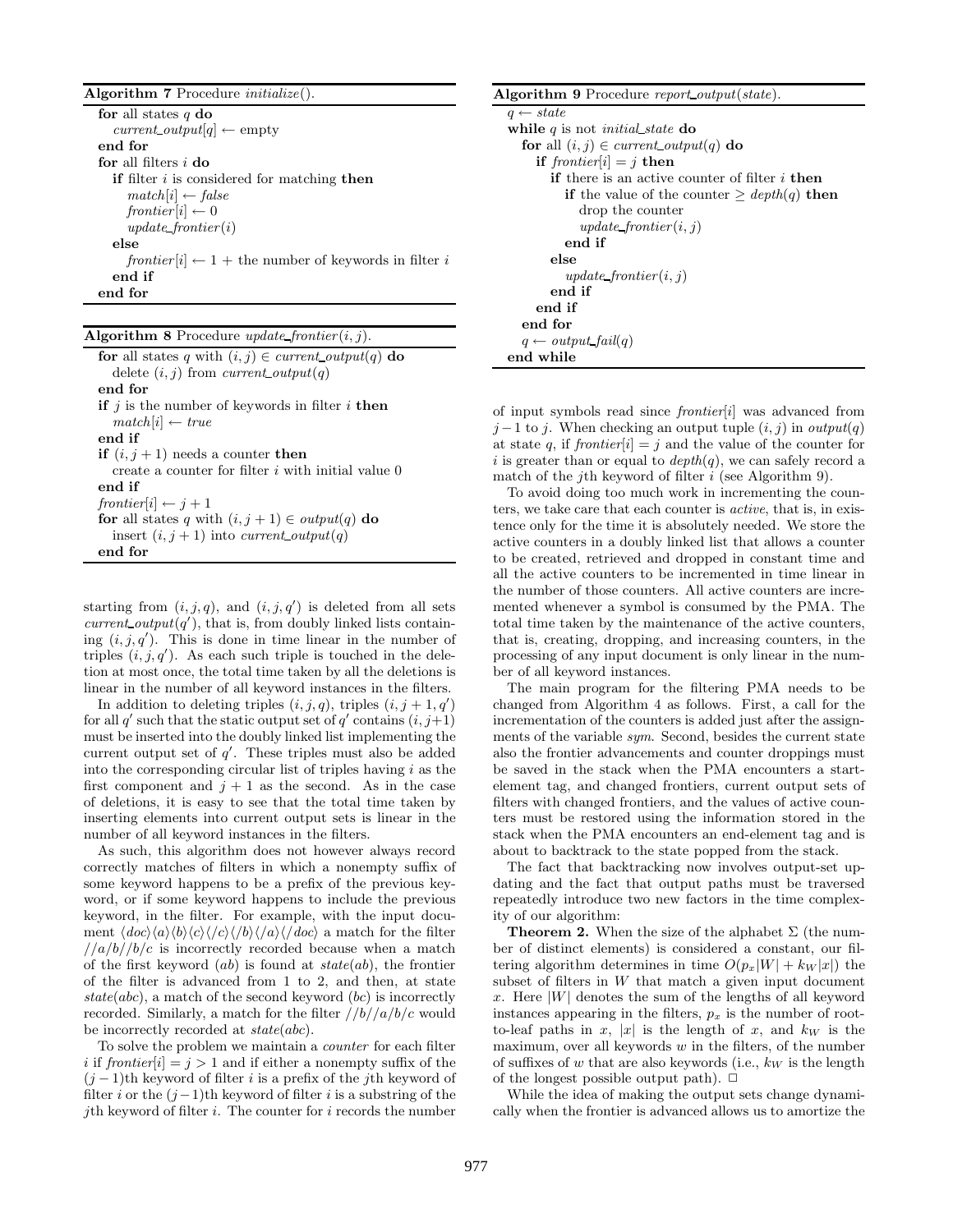**Algorithm 7** Procedure *initialize*().

```
for all states q do
    current_output[q] ← empty
end for
for all filters i do
    if filter i is considered for matching then
        match[i] ← false
        frontier[i] ← 0
        update_frontier(i)
    else
        frontier[i] ← 1 + the number of keywords in filter i
    end if
end for
```

**Algorithm 8** Procedure *update_frontier*$(i, j)$.

```
for all states q with (i, j) ∈ current_output(q) do
    delete (i, j) from current_output(q)
end for
if j is the number of keywords in filter i then
    match[i] ← true
end if
if (i, j + 1) needs a counter then
    create a counter for filter i with initial value 0
end if
frontier[i] ← j + 1
for all states q with (i, j + 1) ∈ output(q) do
    insert (i, j + 1) into current_output(q)
end for
```

starting from $(i, j, q)$, and $(i, j, q')$ is deleted from all sets *current_output*$(q')$, that is, from doubly linked lists containing $(i, j, q')$. This is done in time linear in the number of triples $(i, j, q')$. As each such triple is touched in the deletion at most once, the total time taken by all the deletions is linear in the number of all keyword instances in the filters.

In addition to deleting triples $(i, j, q)$, triples $(i, j + 1, q')$ for all $q'$ such that the static output set of $q'$ contains $(i, j+1)$ must be inserted into the doubly linked list implementing the current output set of $q'$. These triples must also be added into the corresponding circular list of triples having $i$ as the first component and $j + 1$ as the second. As in the case of deletions, it is easy to see that the total time taken by inserting elements into current output sets is linear in the number of all keyword instances in the filters.

As such, this algorithm does not however always record correctly matches of filters in which a nonempty suffix of some keyword happens to be a prefix of the previous keyword, or if some keyword happens to include the previous keyword, in the filter. For example, with the input document $\langle doc\rangle\langle a\rangle\langle b\rangle\langle c\rangle\langle /c\rangle\langle /b\rangle\langle /a\rangle\langle /doc\rangle$ a match for the filter $//a/b//b/c$ is incorrectly recorded because when a match of the first keyword ($ab$) is found at *state*($ab$), the frontier of the filter is advanced from 1 to 2, and then, at state *state*($abc$), a match of the second keyword ($bc$) is incorrectly recorded. Similarly, a match for the filter $//b//a/b/c$ would be incorrectly recorded at *state*($abc$).

To solve the problem we maintain a *counter* for each filter $i$ if *frontier*$[i] = j > 1$ and if either a nonempty suffix of the $(j-1)$th keyword of filter $i$ is a prefix of the $j$th keyword of filter $i$ or the $(j-1)$th keyword of filter $i$ is a substring of the $j$th keyword of filter $i$. The counter for $i$ records the number

**Algorithm 9** Procedure *report_output*(*state*).

```
q ← state
while q is not initial_state do
    for all (i, j) ∈ current_output(q) do
        if frontier[i] = j then
            if there is an active counter of filter i then
                if the value of the counter ≥ depth(q) then
                    drop the counter
                    update_frontier(i, j)
                end if
            else
                update_frontier(i, j)
            end if
        end if
    end for
    q ← output_fail(q)
end while
```

of input symbols read since *frontier*$[i]$ was advanced from $j-1$ to $j$. When checking an output tuple $(i, j)$ in *output*$(q)$ at state $q$, if *frontier*$[i] = j$ and the value of the counter for $i$ is greater than or equal to *depth*$(q)$, we can safely record a match of the $j$th keyword of filter $i$ (see Algorithm 9).

To avoid doing too much work in incrementing the counters, we take care that each counter is *active*, that is, in existence only for the time it is absolutely needed. We store the active counters in a doubly linked list that allows a counter to be created, retrieved and dropped in constant time and all the active counters to be incremented in time linear in the number of those counters. All active counters are incremented whenever a symbol is consumed by the PMA. The total time taken by the maintenance of the active counters, that is, creating, dropping, and increasing counters, in the processing of any input document is only linear in the number of all keyword instances.

The main program for the filtering PMA needs to be changed from Algorithm 4 as follows. First, a call for the incrementation of the counters is added just after the assignments of the variable *sym*. Second, besides the current state also the frontier advancements and counter droppings must be saved in the stack when the PMA encounters a start-element tag, and changed frontiers, current output sets of filters with changed frontiers, and the values of active counters must be restored using the information stored in the stack when the PMA encounters an end-element tag and is about to backtrack to the state popped from the stack.

The fact that backtracking now involves output-set updating and the fact that output paths must be traversed repeatedly introduce two new factors in the time complexity of our algorithm:

**Theorem 2.** When the size of the alphabet $\Sigma$ (the number of distinct elements) is considered a constant, our filtering algorithm determines in time $O(p_x|W| + k_W|x|)$ the subset of filters in $W$ that match a given input document $x$. Here $|W|$ denotes the sum of the lengths of all keyword instances appearing in the filters, $p_x$ is the number of root-to-leaf paths in $x$, $|x|$ is the length of $x$, and $k_W$ is the maximum, over all keywords $w$ in the filters, of the number of suffixes of $w$ that are also keywords (i.e., $k_W$ is the length of the longest possible output path). □

While the idea of making the output sets change dynamically when the frontier is advanced allows us to amortize the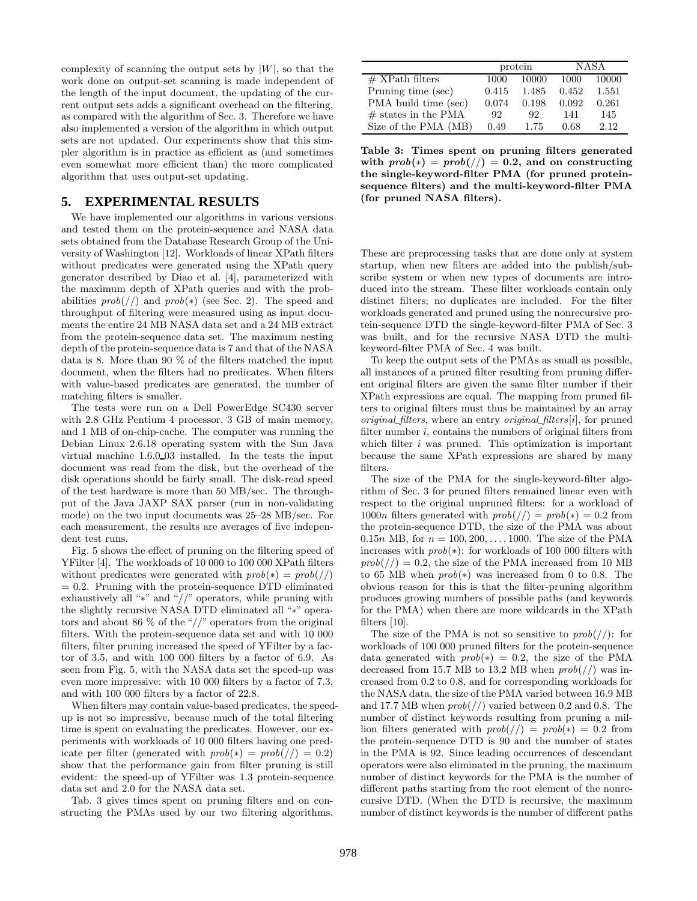complexity of scanning the output sets by $|W|$, so that the work done on output-set scanning is made independent of the length of the input document, the updating of the current output sets adds a significant overhead on the filtering, as compared with the algorithm of Sec. 3. Therefore we have also implemented a version of the algorithm in which output sets are not updated. Our experiments show that this simpler algorithm is in practice as efficient as (and sometimes even somewhat more efficient than) the more complicated algorithm that uses output-set updating.

## 5. EXPERIMENTAL RESULTS

We have implemented our algorithms in various versions and tested them on the protein-sequence and NASA data sets obtained from the Database Research Group of the University of Washington [12]. Workloads of linear XPath filters without predicates were generated using the XPath query generator described by Diao et al. [4], parameterized with the maximum depth of XPath queries and with the probabilities $prob(//)$ and $prob(*)$ (see Sec. 2). The speed and throughput of filtering were measured using as input documents the entire 24 MB NASA data set and a 24 MB extract from the protein-sequence data set. The maximum nesting depth of the protein-sequence data is 7 and that of the NASA data is 8. More than 90 % of the filters matched the input document, when the filters had no predicates. When filters with value-based predicates are generated, the number of matching filters is smaller.

The tests were run on a Dell PowerEdge SC430 server with 2.8 GHz Pentium 4 processor, 3 GB of main memory, and 1 MB of on-chip-cache. The computer was running the Debian Linux 2.6.18 operating system with the Sun Java virtual machine 1.6.0_03 installed. In the tests the input document was read from the disk, but the overhead of the disk operations should be fairly small. The disk-read speed of the test hardware is more than 50 MB/sec. The throughput of the Java JAXP SAX parser (run in non-validating mode) on the two input documents was 25–28 MB/sec. For each measurement, the results are averages of five independent test runs.

Fig. 5 shows the effect of pruning on the filtering speed of YFilter [4]. The workloads of 10 000 to 100 000 XPath filters without predicates were generated with $prob(*) = prob(//) = 0.2$. Pruning with the protein-sequence DTD eliminated exhaustively all "*" and "//" operators, while pruning with the slightly recursive NASA DTD eliminated all "*" operators and about 86 % of the "//" operators from the original filters. With the protein-sequence data set and with 10 000 filters, filter pruning increased the speed of YFilter by a factor of 3.5, and with 100 000 filters by a factor of 6.9. As seen from Fig. 5, with the NASA data set the speed-up was even more impressive: with 10 000 filters by a factor of 7.3, and with 100 000 filters by a factor of 22.8.

When filters may contain value-based predicates, the speedup is not so impressive, because much of the total filtering time is spent on evaluating the predicates. However, our experiments with workloads of 10 000 filters having one predicate per filter (generated with $prob(*) = prob(//) = 0.2$) show that the performance gain from filter pruning is still evident: the speed-up of YFilter was 1.3 protein-sequence data set and 2.0 for the NASA data set.

Tab. 3 gives times spent on pruning filters and on constructing the PMAs used by our two filtering algorithms.

| | protein | | NASA | |
|---|---|---|---|---|
| # XPath filters | 1000 | 10000 | 1000 | 10000 |
| Pruning time (sec) | 0.415 | 1.485 | 0.452 | 1.551 |
| PMA build time (sec) | 0.074 | 0.198 | 0.092 | 0.261 |
| # states in the PMA | 92 | 92 | 141 | 145 |
| Size of the PMA (MB) | 0.49 | 1.75 | 0.68 | 2.12 |

**Table 3: Times spent on pruning filters generated with $prob(*) = prob(//) = 0.2$, and on constructing the single-keyword-filter PMA (for pruned protein-sequence filters) and the multi-keyword-filter PMA (for pruned NASA filters).**

These are preprocessing tasks that are done only at system startup, when new filters are added into the publish/subscribe system or when new types of documents are introduced into the stream. These filter workloads contain only distinct filters; no duplicates are included. For the filter workloads generated and pruned using the nonrecursive protein-sequence DTD the single-keyword-filter PMA of Sec. 3 was built, and for the recursive NASA DTD the multi-keyword-filter PMA of Sec. 4 was built.

To keep the output sets of the PMAs as small as possible, all instances of a pruned filter resulting from pruning different original filters are given the same filter number if their XPath expressions are equal. The mapping from pruned filters to original filters must thus be maintained by an array *original_filters*, where an entry *original_filters*$[i]$, for pruned filter number $i$, contains the numbers of original filters from which filter $i$ was pruned. This optimization is important because the same XPath expressions are shared by many filters.

The size of the PMA for the single-keyword-filter algorithm of Sec. 3 for pruned filters remained linear even with respect to the original unpruned filters: for a workload of $1000n$ filters generated with $prob(//) = prob(*) = 0.2$ from the protein-sequence DTD, the size of the PMA was about $0.15n$ MB, for $n = 100, 200, \ldots, 1000$. The size of the PMA increases with $prob(*)$: for workloads of 100 000 filters with $prob(//) = 0.2$, the size of the PMA increased from 10 MB to 65 MB when $prob(*)$ was increased from 0 to 0.8. The obvious reason for this is that the filter-pruning algorithm produces growing numbers of possible paths (and keywords for the PMA) when there are more wildcards in the XPath filters [10].

The size of the PMA is not so sensitive to $prob(//)$: for workloads of 100 000 pruned filters for the protein-sequence data generated with $prob(*) = 0.2$, the size of the PMA decreased from 15.7 MB to 13.2 MB when $prob(//)$ was increased from 0.2 to 0.8, and for corresponding workloads for the NASA data, the size of the PMA varied between 16.9 MB and 17.7 MB when $prob(//)$ varied between 0.2 and 0.8. The number of distinct keywords resulting from pruning a million filters generated with $prob(//) = prob(*) = 0.2$ from the protein-sequence DTD is 90 and the number of states in the PMA is 92. Since leading occurrences of descendant operators were also eliminated in the pruning, the maximum number of distinct keywords for the PMA is the number of different paths starting from the root element of the nonrecursive DTD. (When the DTD is recursive, the maximum number of distinct keywords is the number of different paths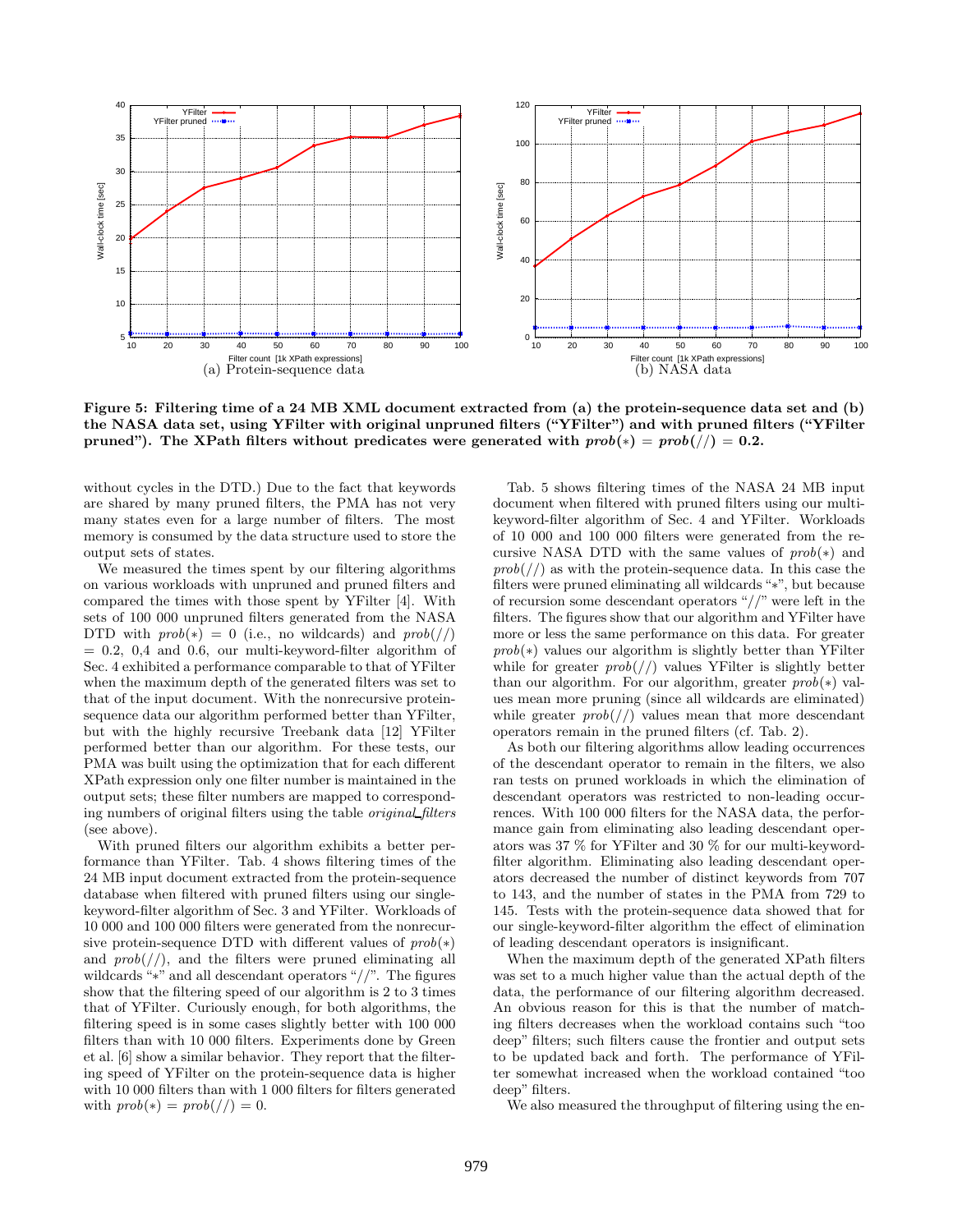Figure 5: Filtering time of a 24 MB XML document extracted from (a) the protein-sequence data set and (b) the NASA data set, using YFilter with original unpruned filters ("YFilter") and with pruned filters ("YFilter pruned"). The XPath filters without predicates were generated with $prob(*) = prob(//) = 0.2$.

without cycles in the DTD.) Due to the fact that keywords are shared by many pruned filters, the PMA has not very many states even for a large number of filters. The most memory is consumed by the data structure used to store the output sets of states.

We measured the times spent by our filtering algorithms on various workloads with unpruned and pruned filters and compared the times with those spent by YFilter [4]. With sets of 100 000 unpruned filters generated from the NASA DTD with $prob(*) = 0$ (i.e., no wildcards) and $prob(//) = 0.2$, 0,4 and 0.6, our multi-keyword-filter algorithm of Sec. 4 exhibited a performance comparable to that of YFilter when the maximum depth of the generated filters was set to that of the input document. With the nonrecursive protein-sequence data our algorithm performed better than YFilter, but with the highly recursive Treebank data [12] YFilter performed better than our algorithm. For these tests, our PMA was built using the optimization that for each different XPath expression only one filter number is maintained in the output sets; these filter numbers are mapped to corresponding numbers of original filters using the table *original_filters* (see above).

With pruned filters our algorithm exhibits a better performance than YFilter. Tab. 4 shows filtering times of the 24 MB input document extracted from the protein-sequence database when filtered with pruned filters using our single-keyword-filter algorithm of Sec. 3 and YFilter. Workloads of 10 000 and 100 000 filters were generated from the nonrecursive protein-sequence DTD with different values of $prob(*)$ and $prob(//)$, and the filters were pruned eliminating all wildcards "$*$" and all descendant operators "//". The figures show that the filtering speed of our algorithm is 2 to 3 times that of YFilter. Curiously enough, for both algorithms, the filtering speed is in some cases slightly better with 100 000 filters than with 10 000 filters. Experiments done by Green et al. [6] show a similar behavior. They report that the filtering speed of YFilter on the protein-sequence data is higher with 10 000 filters than with 1 000 filters for filters generated with $prob(*) = prob(//) = 0$.

Tab. 5 shows filtering times of the NASA 24 MB input document when filtered with pruned filters using our multi-keyword-filter algorithm of Sec. 4 and YFilter. Workloads of 10 000 and 100 000 filters were generated from the recursive NASA DTD with the same values of $prob(*)$ and $prob(//)$ as with the protein-sequence data. In this case the filters were pruned eliminating all wildcards "$*$", but because of recursion some descendant operators "//" were left in the filters. The figures show that our algorithm and YFilter have more or less the same performance on this data. For greater $prob(*)$ values our algorithm is slightly better than YFilter while for greater $prob(//)$ values YFilter is slightly better than our algorithm. For our algorithm, greater $prob(*)$ values mean more pruning (since all wildcards are eliminated) while greater $prob(//)$ values mean that more descendant operators remain in the pruned filters (cf. Tab. 2).

As both our filtering algorithms allow leading occurrences of the descendant operator to remain in the filters, we also ran tests on pruned workloads in which the elimination of descendant operators was restricted to non-leading occurrences. With 100 000 filters for the NASA data, the performance gain from eliminating also leading descendant operators was 37 % for YFilter and 30 % for our multi-keyword-filter algorithm. Eliminating also leading descendant operators decreased the number of distinct keywords from 707 to 143, and the number of states in the PMA from 729 to 145. Tests with the protein-sequence data showed that for our single-keyword-filter algorithm the effect of elimination of leading descendant operators is insignificant.

When the maximum depth of the generated XPath filters was set to a much higher value than the actual depth of the data, the performance of our filtering algorithm decreased. An obvious reason for this is that the number of matching filters decreases when the workload contains such "too deep" filters; such filters cause the frontier and output sets to be updated back and forth. The performance of YFilter somewhat increased when the workload contained "too deep" filters.

We also measured the throughput of filtering using the en-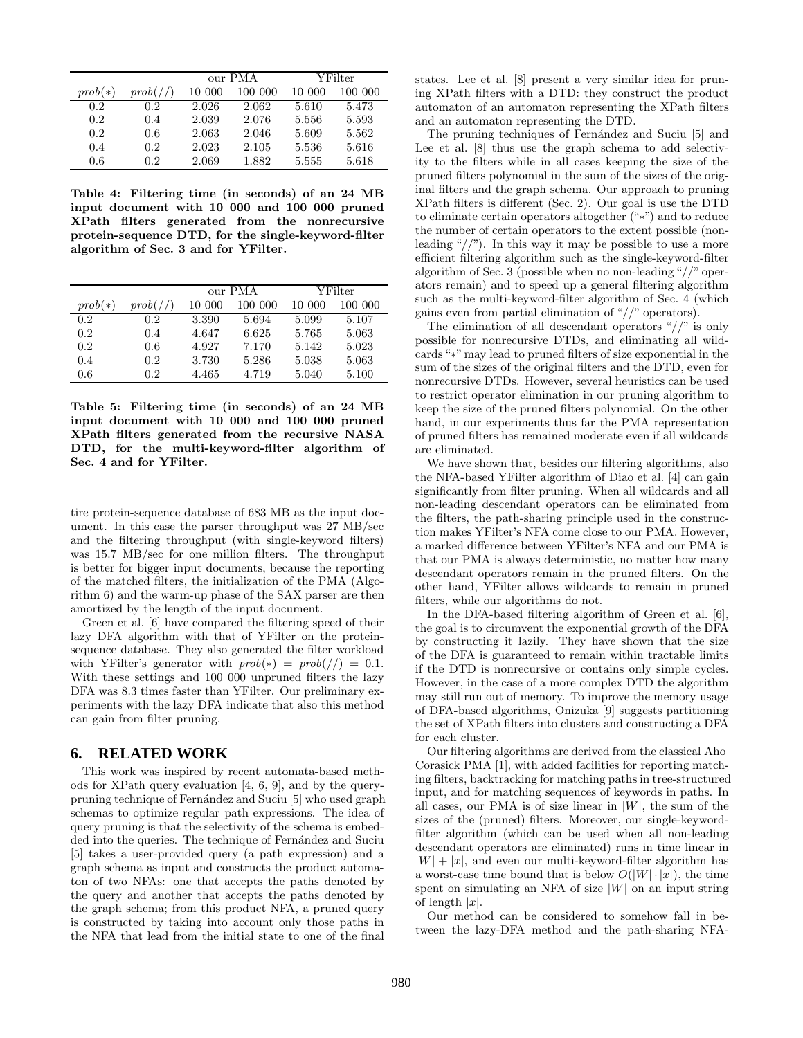| | | our PMA | | YFilter | |
|---|---|---|---|---|---|
| $prob(*)$ | $prob(//)$ | 10 000 | 100 000 | 10 000 | 100 000 |
| 0.2 | 0.2 | 2.026 | 2.062 | 5.610 | 5.473 |
| 0.2 | 0.4 | 2.039 | 2.076 | 5.556 | 5.593 |
| 0.2 | 0.6 | 2.063 | 2.046 | 5.609 | 5.562 |
| 0.4 | 0.2 | 2.023 | 2.105 | 5.536 | 5.616 |
| 0.6 | 0.2 | 2.069 | 1.882 | 5.555 | 5.618 |

**Table 4: Filtering time (in seconds) of an 24 MB input document with 10 000 and 100 000 pruned XPath filters generated from the nonrecursive protein-sequence DTD, for the single-keyword-filter algorithm of Sec. 3 and for YFilter.**

| | | our PMA | | YFilter | |
|---|---|---|---|---|---|
| $prob(*)$ | $prob(//)$ | 10 000 | 100 000 | 10 000 | 100 000 |
| 0.2 | 0.2 | 3.390 | 5.694 | 5.099 | 5.107 |
| 0.2 | 0.4 | 4.647 | 6.625 | 5.765 | 5.063 |
| 0.2 | 0.6 | 4.927 | 7.170 | 5.142 | 5.023 |
| 0.4 | 0.2 | 3.730 | 5.286 | 5.038 | 5.063 |
| 0.6 | 0.2 | 4.465 | 4.719 | 5.040 | 5.100 |

**Table 5: Filtering time (in seconds) of an 24 MB input document with 10 000 and 100 000 pruned XPath filters generated from the recursive NASA DTD, for the multi-keyword-filter algorithm of Sec. 4 and for YFilter.**

tire protein-sequence database of 683 MB as the input document. In this case the parser throughput was 27 MB/sec and the filtering throughput (with single-keyword filters) was 15.7 MB/sec for one million filters. The throughput is better for bigger input documents, because the reporting of the matched filters, the initialization of the PMA (Algorithm 6) and the warm-up phase of the SAX parser are then amortized by the length of the input document.

Green et al. [6] have compared the filtering speed of their lazy DFA algorithm with that of YFilter on the protein-sequence database. They also generated the filter workload with YFilter's generator with $prob(*) = prob(//) = 0.1$. With these settings and 100 000 unpruned filters the lazy DFA was 8.3 times faster than YFilter. Our preliminary experiments with the lazy DFA indicate that also this method can gain from filter pruning.

## 6. RELATED WORK

This work was inspired by recent automata-based methods for XPath query evaluation [4, 6, 9], and by the query-pruning technique of Fernández and Suciu [5] who used graph schemas to optimize regular path expressions. The idea of query pruning is that the selectivity of the schema is embedded into the queries. The technique of Fernández and Suciu [5] takes a user-provided query (a path expression) and a graph schema as input and constructs the product automaton of two NFAs: one that accepts the paths denoted by the query and another that accepts the paths denoted by the graph schema; from this product NFA, a pruned query is constructed by taking into account only those paths in the NFA that lead from the initial state to one of the final states. Lee et al. [8] present a very similar idea for pruning XPath filters with a DTD: they construct the product automaton of an automaton representing the XPath filters and an automaton representing the DTD.

The pruning techniques of Fernández and Suciu [5] and Lee et al. [8] thus use the graph schema to add selectivity to the filters while in all cases keeping the size of the pruned filters polynomial in the sum of the sizes of the original filters and the graph schema. Our approach to pruning XPath filters is different (Sec. 2). Our goal is use the DTD to eliminate certain operators altogether ("*") and to reduce the number of certain operators to the extent possible (non-leading "//"). In this way it may be possible to use a more efficient filtering algorithm such as the single-keyword-filter algorithm of Sec. 3 (possible when no non-leading "//" operators remain) and to speed up a general filtering algorithm such as the multi-keyword-filter algorithm of Sec. 4 (which gains even from partial elimination of "//" operators).

The elimination of all descendant operators "//" is only possible for nonrecursive DTDs, and eliminating all wildcards "*" may lead to pruned filters of size exponential in the sum of the sizes of the original filters and the DTD, even for nonrecursive DTDs. However, several heuristics can be used to restrict operator elimination in our pruning algorithm to keep the size of the pruned filters polynomial. On the other hand, in our experiments thus far the PMA representation of pruned filters has remained moderate even if all wildcards are eliminated.

We have shown that, besides our filtering algorithms, also the NFA-based YFilter algorithm of Diao et al. [4] can gain significantly from filter pruning. When all wildcards and all non-leading descendant operators can be eliminated from the filters, the path-sharing principle used in the construction makes YFilter's NFA come close to our PMA. However, a marked difference between YFilter's NFA and our PMA is that our PMA is always deterministic, no matter how many descendant operators remain in the pruned filters. On the other hand, YFilter allows wildcards to remain in pruned filters, while our algorithms do not.

In the DFA-based filtering algorithm of Green et al. [6], the goal is to circumvent the exponential growth of the DFA by constructing it lazily. They have shown that the size of the DFA is guaranteed to remain within tractable limits if the DTD is nonrecursive or contains only simple cycles. However, in the case of a more complex DTD the algorithm may still run out of memory. To improve the memory usage of DFA-based algorithms, Onizuka [9] suggests partitioning the set of XPath filters into clusters and constructing a DFA for each cluster.

Our filtering algorithms are derived from the classical Aho–Corasick PMA [1], with added facilities for reporting matching filters, backtracking for matching paths in tree-structured input, and for matching sequences of keywords in paths. In all cases, our PMA is of size linear in $|W|$, the sum of the sizes of the (pruned) filters. Moreover, our single-keyword-filter algorithm (which can be used when all non-leading descendant operators are eliminated) runs in time linear in $|W| + |x|$, and even our multi-keyword-filter algorithm has a worst-case time bound that is below $O(|W| \cdot |x|)$, the time spent on simulating an NFA of size $|W|$ on an input string of length $|x|$.

Our method can be considered to somehow fall in between the lazy-DFA method and the path-sharing NFA-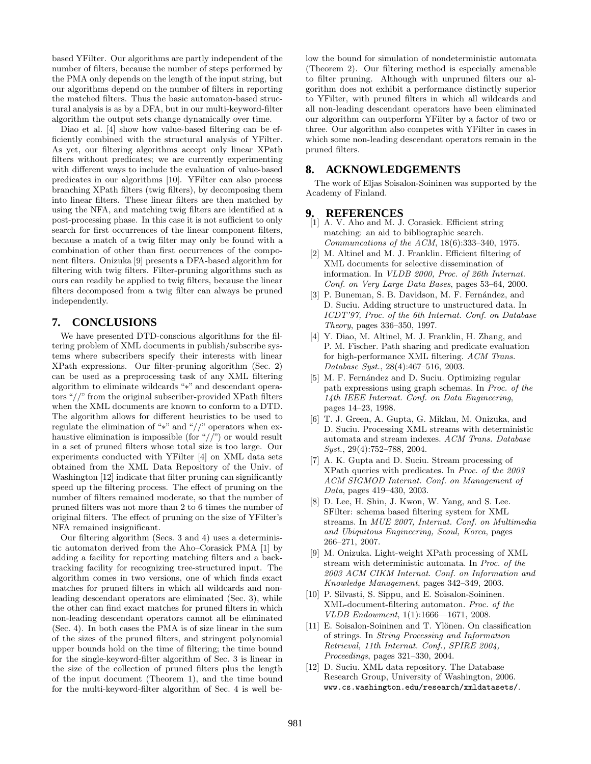based YFilter. Our algorithms are partly independent of the number of filters, because the number of steps performed by the PMA only depends on the length of the input string, but our algorithms depend on the number of filters in reporting the matched filters. Thus the basic automaton-based structural analysis is as by a DFA, but in our multi-keyword-filter algorithm the output sets change dynamically over time.

Diao et al. [4] show how value-based filtering can be efficiently combined with the structural analysis of YFilter. As yet, our filtering algorithms accept only linear XPath filters without predicates; we are currently experimenting with different ways to include the evaluation of value-based predicates in our algorithms [10]. YFilter can also process branching XPath filters (twig filters), by decomposing them into linear filters. These linear filters are then matched by using the NFA, and matching twig filters are identified at a post-processing phase. In this case it is not sufficient to only search for first occurrences of the linear component filters, because a match of a twig filter may only be found with a combination of other than first occurrences of the component filters. Onizuka [9] presents a DFA-based algorithm for filtering with twig filters. Filter-pruning algorithms such as ours can readily be applied to twig filters, because the linear filters decomposed from a twig filter can always be pruned independently.

## 7. CONCLUSIONS

We have presented DTD-conscious algorithms for the filtering problem of XML documents in publish/subscribe systems where subscribers specify their interests with linear XPath expressions. Our filter-pruning algorithm (Sec. 2) can be used as a preprocessing task of any XML filtering algorithm to eliminate wildcards "*" and descendant operators "//" from the original subscriber-provided XPath filters when the XML documents are known to conform to a DTD. The algorithm allows for different heuristics to be used to regulate the elimination of "*" and "//" operators when exhaustive elimination is impossible (for "//") or would result in a set of pruned filters whose total size is too large. Our experiments conducted with YFilter [4] on XML data sets obtained from the XML Data Repository of the Univ. of Washington [12] indicate that filter pruning can significantly speed up the filtering process. The effect of pruning on the number of filters remained moderate, so that the number of pruned filters was not more than 2 to 6 times the number of original filters. The effect of pruning on the size of YFilter's NFA remained insignificant.

Our filtering algorithm (Secs. 3 and 4) uses a deterministic automaton derived from the Aho–Corasick PMA [1] by adding a facility for reporting matching filters and a backtracking facility for recognizing tree-structured input. The algorithm comes in two versions, one of which finds exact matches for pruned filters in which all wildcards and non-leading descendant operators are eliminated (Sec. 3), while the other can find exact matches for pruned filters in which non-leading descendant operators cannot all be eliminated (Sec. 4). In both cases the PMA is of size linear in the sum of the sizes of the pruned filters, and stringent polynomial upper bounds hold on the time of filtering; the time bound for the single-keyword-filter algorithm of Sec. 3 is linear in the size of the collection of pruned filters plus the length of the input document (Theorem 1), and the time bound for the multi-keyword-filter algorithm of Sec. 4 is well below the bound for simulation of nondeterministic automata (Theorem 2). Our filtering method is especially amenable to filter pruning. Although with unpruned filters our algorithm does not exhibit a performance distinctly superior to YFilter, with pruned filters in which all wildcards and all non-leading descendant operators have been eliminated our algorithm can outperform YFilter by a factor of two or three. Our algorithm also competes with YFilter in cases in which some non-leading descendant operators remain in the pruned filters.

## 8. ACKNOWLEDGEMENTS

The work of Eljas Soisalon-Soininen was supported by the Academy of Finland.

## 9. REFERENCES

[1] A. V. Aho and M. J. Corasick. Efficient string matching: an aid to bibliographic search. *Communcations of the ACM*, 18(6):333–340, 1975.

[2] M. Altinel and M. J. Franklin. Efficient filtering of XML documents for selective dissemination of information. In *VLDB 2000, Proc. of 26th Internat. Conf. on Very Large Data Bases*, pages 53–64, 2000.

[3] P. Buneman, S. B. Davidson, M. F. Fernández, and D. Suciu. Adding structure to unstructured data. In *ICDT'97, Proc. of the 6th Internat. Conf. on Database Theory*, pages 336–350, 1997.

[4] Y. Diao, M. Altinel, M. J. Franklin, H. Zhang, and P. M. Fischer. Path sharing and predicate evaluation for high-performance XML filtering. *ACM Trans. Database Syst.*, 28(4):467–516, 2003.

[5] M. F. Fernández and D. Suciu. Optimizing regular path expressions using graph schemas. In *Proc. of the 14th IEEE Internat. Conf. on Data Engineering*, pages 14–23, 1998.

[6] T. J. Green, A. Gupta, G. Miklau, M. Onizuka, and D. Suciu. Processing XML streams with deterministic automata and stream indexes. *ACM Trans. Database Syst.*, 29(4):752–788, 2004.

[7] A. K. Gupta and D. Suciu. Stream processing of XPath queries with predicates. In *Proc. of the 2003 ACM SIGMOD Internat. Conf. on Management of Data*, pages 419–430, 2003.

[8] D. Lee, H. Shin, J. Kwon, W. Yang, and S. Lee. SFilter: schema based filtering system for XML streams. In *MUE 2007, Internat. Conf. on Multimedia and Ubiquitous Engineering, Seoul, Korea*, pages 266–271, 2007.

[9] M. Onizuka. Light-weight XPath processing of XML stream with deterministic automata. In *Proc. of the 2003 ACM CIKM Internat. Conf. on Information and Knowledge Management*, pages 342–349, 2003.

[10] P. Silvasti, S. Sippu, and E. Soisalon-Soininen. XML-document-filtering automaton. *Proc. of the VLDB Endowment*, 1(1):1666—1671, 2008.

[11] E. Soisalon-Soininen and T. Ylönen. On classification of strings. In *String Processing and Information Retrieval, 11th Internat. Conf., SPIRE 2004, Proceedings*, pages 321–330, 2004.

[12] D. Suciu. XML data repository. The Database Research Group, University of Washington, 2006. `www.cs.washington.edu/research/xmldatasets/`.